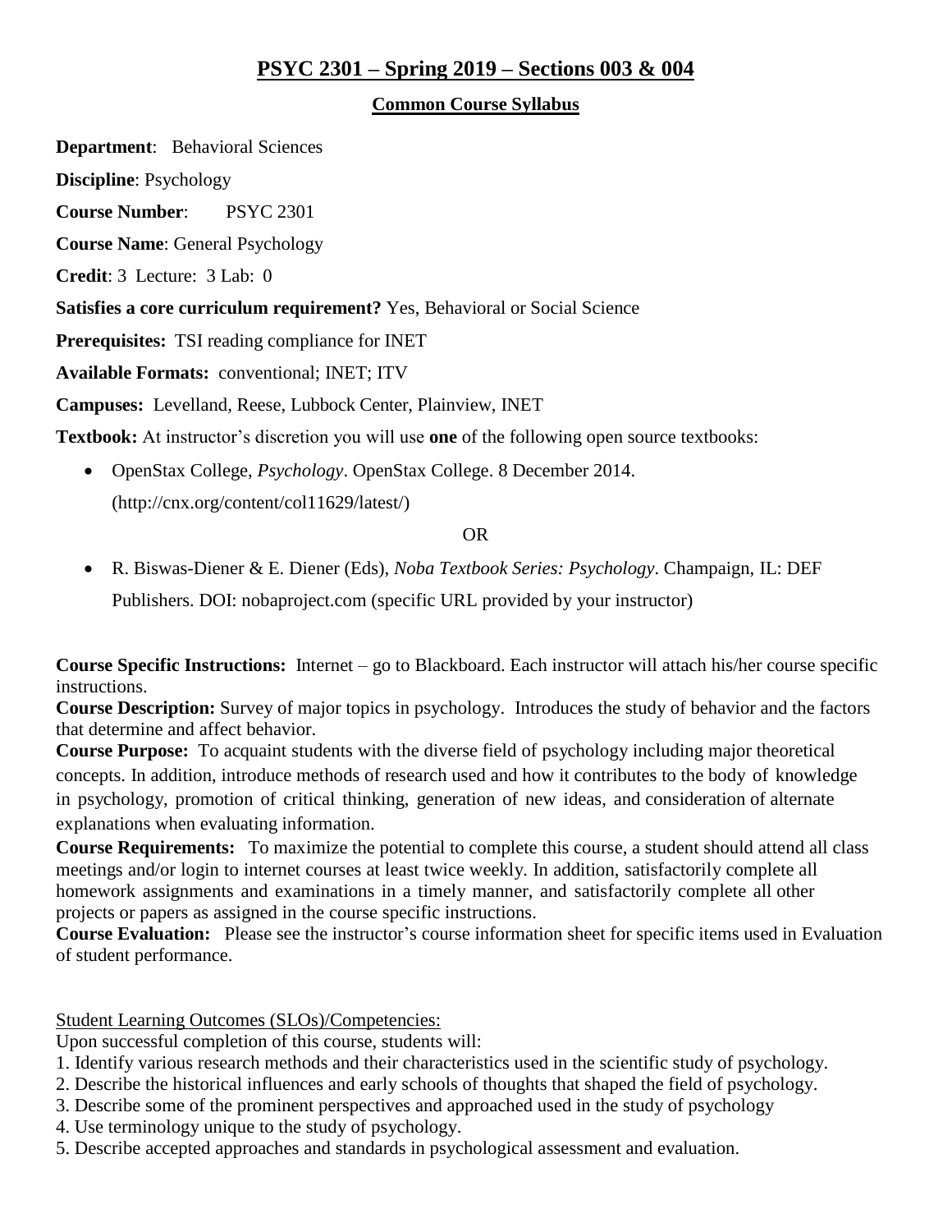# PSYC 2301 – Spring 2019 – Sections 003 & 004

## Common Course Syllabus

**Department**: Behavioral Sciences

**Discipline**: Psychology

**Course Number**: PSYC 2301

**Course Name**: General Psychology

**Credit**: 3 Lecture: 3 Lab: 0

**Satisfies a core curriculum requirement?** Yes, Behavioral or Social Science

**Prerequisites:** TSI reading compliance for INET

**Available Formats:** conventional; INET; ITV

**Campuses:** Levelland, Reese, Lubbock Center, Plainview, INET

**Textbook:** At instructor's discretion you will use **one** of the following open source textbooks:

- OpenStax College, *Psychology*. OpenStax College. 8 December 2014. (http://cnx.org/content/col11629/latest/)

OR

- R. Biswas-Diener & E. Diener (Eds), *Noba Textbook Series: Psychology*. Champaign, IL: DEF Publishers. DOI: nobaproject.com (specific URL provided by your instructor)

**Course Specific Instructions:** Internet – go to Blackboard. Each instructor will attach his/her course specific instructions.

**Course Description:** Survey of major topics in psychology. Introduces the study of behavior and the factors that determine and affect behavior.

**Course Purpose:** To acquaint students with the diverse field of psychology including major theoretical concepts. In addition, introduce methods of research used and how it contributes to the body of knowledge in psychology, promotion of critical thinking, generation of new ideas, and consideration of alternate explanations when evaluating information.

**Course Requirements:** To maximize the potential to complete this course, a student should attend all class meetings and/or login to internet courses at least twice weekly. In addition, satisfactorily complete all homework assignments and examinations in a timely manner, and satisfactorily complete all other projects or papers as assigned in the course specific instructions.

**Course Evaluation:** Please see the instructor's course information sheet for specific items used in Evaluation of student performance.

Student Learning Outcomes (SLOs)/Competencies:

Upon successful completion of this course, students will:

1. Identify various research methods and their characteristics used in the scientific study of psychology.
2. Describe the historical influences and early schools of thoughts that shaped the field of psychology.
3. Describe some of the prominent perspectives and approached used in the study of psychology
4. Use terminology unique to the study of psychology.
5. Describe accepted approaches and standards in psychological assessment and evaluation.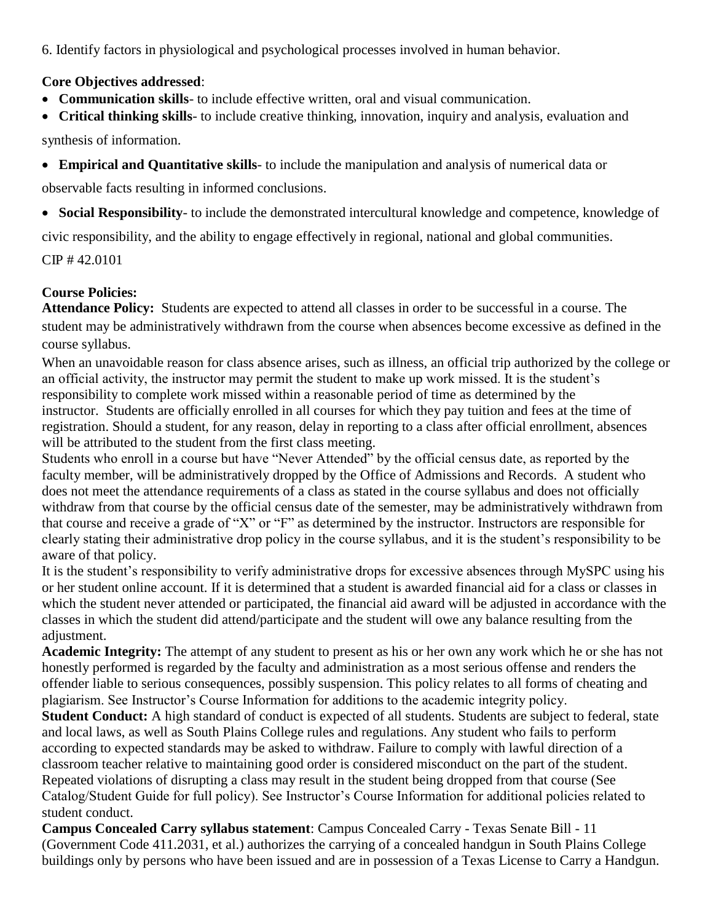6. Identify factors in physiological and psychological processes involved in human behavior.

**Core Objectives addressed**:

- **Communication skills**- to include effective written, oral and visual communication.
- **Critical thinking skills**- to include creative thinking, innovation, inquiry and analysis, evaluation and synthesis of information.
- **Empirical and Quantitative skills**- to include the manipulation and analysis of numerical data or observable facts resulting in informed conclusions.
- **Social Responsibility**- to include the demonstrated intercultural knowledge and competence, knowledge of civic responsibility, and the ability to engage effectively in regional, national and global communities.

CIP # 42.0101

**Course Policies:**

**Attendance Policy:** Students are expected to attend all classes in order to be successful in a course. The student may be administratively withdrawn from the course when absences become excessive as defined in the course syllabus.

When an unavoidable reason for class absence arises, such as illness, an official trip authorized by the college or an official activity, the instructor may permit the student to make up work missed. It is the student's responsibility to complete work missed within a reasonable period of time as determined by the instructor. Students are officially enrolled in all courses for which they pay tuition and fees at the time of registration. Should a student, for any reason, delay in reporting to a class after official enrollment, absences will be attributed to the student from the first class meeting.

Students who enroll in a course but have "Never Attended" by the official census date, as reported by the faculty member, will be administratively dropped by the Office of Admissions and Records. A student who does not meet the attendance requirements of a class as stated in the course syllabus and does not officially withdraw from that course by the official census date of the semester, may be administratively withdrawn from that course and receive a grade of "X" or "F" as determined by the instructor. Instructors are responsible for clearly stating their administrative drop policy in the course syllabus, and it is the student's responsibility to be aware of that policy.

It is the student's responsibility to verify administrative drops for excessive absences through MySPC using his or her student online account. If it is determined that a student is awarded financial aid for a class or classes in which the student never attended or participated, the financial aid award will be adjusted in accordance with the classes in which the student did attend/participate and the student will owe any balance resulting from the adjustment.

**Academic Integrity:** The attempt of any student to present as his or her own any work which he or she has not honestly performed is regarded by the faculty and administration as a most serious offense and renders the offender liable to serious consequences, possibly suspension. This policy relates to all forms of cheating and plagiarism. See Instructor's Course Information for additions to the academic integrity policy.

**Student Conduct:** A high standard of conduct is expected of all students. Students are subject to federal, state and local laws, as well as South Plains College rules and regulations. Any student who fails to perform according to expected standards may be asked to withdraw. Failure to comply with lawful direction of a classroom teacher relative to maintaining good order is considered misconduct on the part of the student. Repeated violations of disrupting a class may result in the student being dropped from that course (See Catalog/Student Guide for full policy). See Instructor's Course Information for additional policies related to student conduct.

**Campus Concealed Carry syllabus statement**: Campus Concealed Carry - Texas Senate Bill - 11 (Government Code 411.2031, et al.) authorizes the carrying of a concealed handgun in South Plains College buildings only by persons who have been issued and are in possession of a Texas License to Carry a Handgun.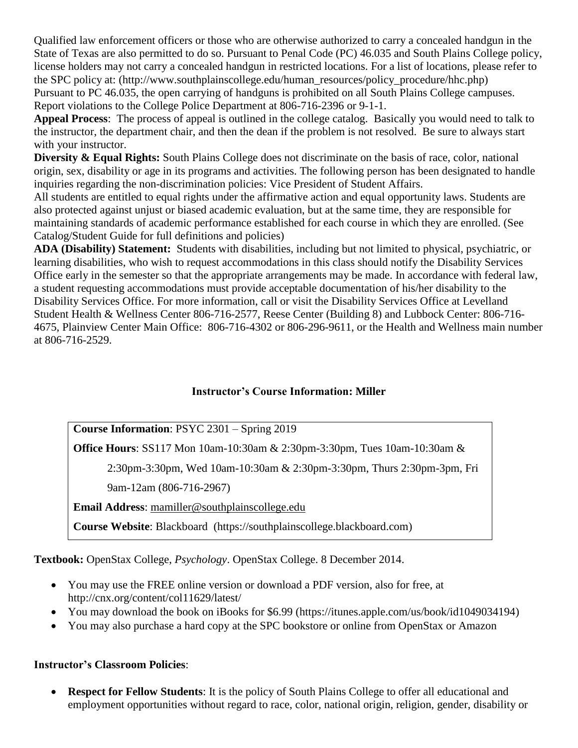Qualified law enforcement officers or those who are otherwise authorized to carry a concealed handgun in the State of Texas are also permitted to do so. Pursuant to Penal Code (PC) 46.035 and South Plains College policy, license holders may not carry a concealed handgun in restricted locations. For a list of locations, please refer to the SPC policy at: (http://www.southplainscollege.edu/human_resources/policy_procedure/hhc.php)
Pursuant to PC 46.035, the open carrying of handguns is prohibited on all South Plains College campuses. Report violations to the College Police Department at 806-716-2396 or 9-1-1.

**Appeal Process**: The process of appeal is outlined in the college catalog. Basically you would need to talk to the instructor, the department chair, and then the dean if the problem is not resolved. Be sure to always start with your instructor.

**Diversity & Equal Rights:** South Plains College does not discriminate on the basis of race, color, national origin, sex, disability or age in its programs and activities. The following person has been designated to handle inquiries regarding the non-discrimination policies: Vice President of Student Affairs.

All students are entitled to equal rights under the affirmative action and equal opportunity laws. Students are also protected against unjust or biased academic evaluation, but at the same time, they are responsible for maintaining standards of academic performance established for each course in which they are enrolled. (See Catalog/Student Guide for full definitions and policies)

**ADA (Disability) Statement:** Students with disabilities, including but not limited to physical, psychiatric, or learning disabilities, who wish to request accommodations in this class should notify the Disability Services Office early in the semester so that the appropriate arrangements may be made. In accordance with federal law, a student requesting accommodations must provide acceptable documentation of his/her disability to the Disability Services Office. For more information, call or visit the Disability Services Office at Levelland Student Health & Wellness Center 806-716-2577, Reese Center (Building 8) and Lubbock Center: 806-716-4675, Plainview Center Main Office: 806-716-4302 or 806-296-9611, or the Health and Wellness main number at 806-716-2529.

## Instructor's Course Information: Miller

**Course Information**: PSYC 2301 – Spring 2019

**Office Hours**: SS117 Mon 10am-10:30am & 2:30pm-3:30pm, Tues 10am-10:30am & 2:30pm-3:30pm, Wed 10am-10:30am & 2:30pm-3:30pm, Thurs 2:30pm-3pm, Fri 9am-12am (806-716-2967)

**Email Address**: mamiller@southplainscollege.edu

**Course Website**: Blackboard (https://southplainscollege.blackboard.com)

**Textbook:** OpenStax College, *Psychology*. OpenStax College. 8 December 2014.

- You may use the FREE online version or download a PDF version, also for free, at http://cnx.org/content/col11629/latest/
- You may download the book on iBooks for $6.99 (https://itunes.apple.com/us/book/id1049034194)
- You may also purchase a hard copy at the SPC bookstore or online from OpenStax or Amazon

**Instructor's Classroom Policies**:

- **Respect for Fellow Students**: It is the policy of South Plains College to offer all educational and employment opportunities without regard to race, color, national origin, religion, gender, disability or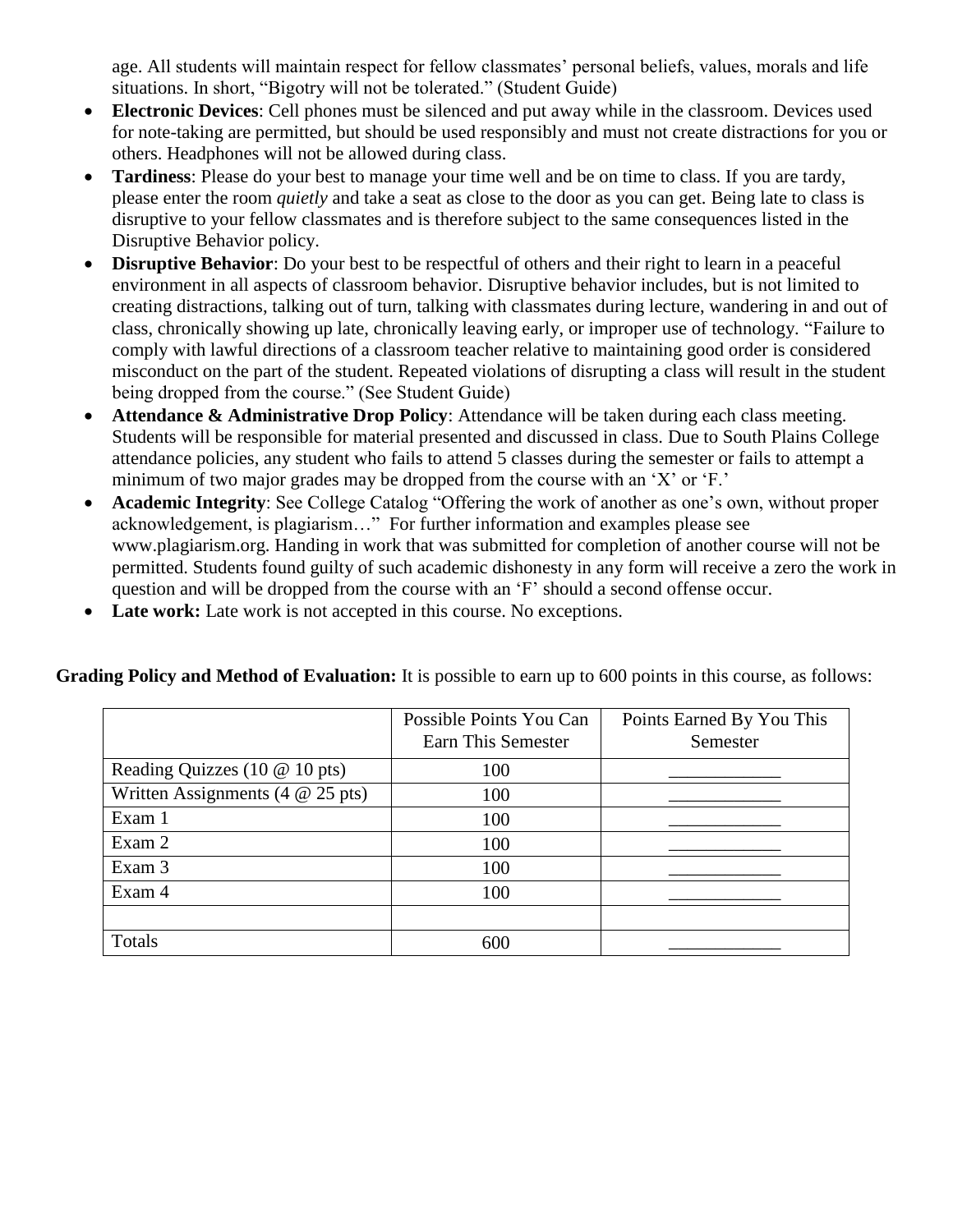age. All students will maintain respect for fellow classmates' personal beliefs, values, morals and life situations. In short, "Bigotry will not be tolerated." (Student Guide)

- **Electronic Devices**: Cell phones must be silenced and put away while in the classroom. Devices used for note-taking are permitted, but should be used responsibly and must not create distractions for you or others. Headphones will not be allowed during class.
- **Tardiness**: Please do your best to manage your time well and be on time to class. If you are tardy, please enter the room *quietly* and take a seat as close to the door as you can get. Being late to class is disruptive to your fellow classmates and is therefore subject to the same consequences listed in the Disruptive Behavior policy.
- **Disruptive Behavior**: Do your best to be respectful of others and their right to learn in a peaceful environment in all aspects of classroom behavior. Disruptive behavior includes, but is not limited to creating distractions, talking out of turn, talking with classmates during lecture, wandering in and out of class, chronically showing up late, chronically leaving early, or improper use of technology. "Failure to comply with lawful directions of a classroom teacher relative to maintaining good order is considered misconduct on the part of the student. Repeated violations of disrupting a class will result in the student being dropped from the course." (See Student Guide)
- **Attendance & Administrative Drop Policy**: Attendance will be taken during each class meeting. Students will be responsible for material presented and discussed in class. Due to South Plains College attendance policies, any student who fails to attend 5 classes during the semester or fails to attempt a minimum of two major grades may be dropped from the course with an 'X' or 'F.'
- **Academic Integrity**: See College Catalog "Offering the work of another as one's own, without proper acknowledgement, is plagiarism…" For further information and examples please see www.plagiarism.org. Handing in work that was submitted for completion of another course will not be permitted. Students found guilty of such academic dishonesty in any form will receive a zero the work in question and will be dropped from the course with an 'F' should a second offense occur.
- **Late work:** Late work is not accepted in this course. No exceptions.

**Grading Policy and Method of Evaluation:** It is possible to earn up to 600 points in this course, as follows:

| | Possible Points You Can Earn This Semester | Points Earned By You This Semester |
|---|---|---|
| Reading Quizzes (10 @ 10 pts) | 100 | ____________ |
| Written Assignments (4 @ 25 pts) | 100 | ____________ |
| Exam 1 | 100 | ____________ |
| Exam 2 | 100 | ____________ |
| Exam 3 | 100 | ____________ |
| Exam 4 | 100 | ____________ |
| | | |
| Totals | 600 | ____________ |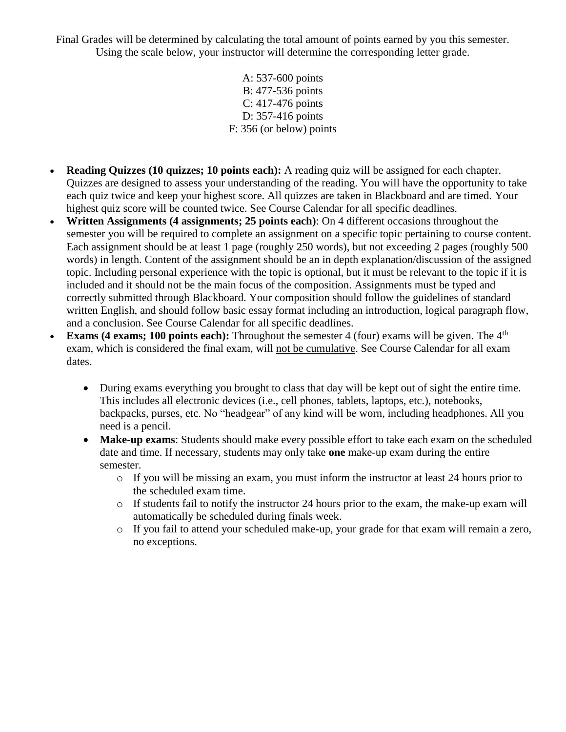Final Grades will be determined by calculating the total amount of points earned by you this semester. Using the scale below, your instructor will determine the corresponding letter grade.

A: 537-600 points
B: 477-536 points
C: 417-476 points
D: 357-416 points
F: 356 (or below) points

- **Reading Quizzes (10 quizzes; 10 points each):** A reading quiz will be assigned for each chapter. Quizzes are designed to assess your understanding of the reading. You will have the opportunity to take each quiz twice and keep your highest score. All quizzes are taken in Blackboard and are timed. Your highest quiz score will be counted twice. See Course Calendar for all specific deadlines.
- **Written Assignments (4 assignments; 25 points each)**: On 4 different occasions throughout the semester you will be required to complete an assignment on a specific topic pertaining to course content. Each assignment should be at least 1 page (roughly 250 words), but not exceeding 2 pages (roughly 500 words) in length. Content of the assignment should be an in depth explanation/discussion of the assigned topic. Including personal experience with the topic is optional, but it must be relevant to the topic if it is included and it should not be the main focus of the composition. Assignments must be typed and correctly submitted through Blackboard. Your composition should follow the guidelines of standard written English, and should follow basic essay format including an introduction, logical paragraph flow, and a conclusion. See Course Calendar for all specific deadlines.
- **Exams (4 exams; 100 points each):** Throughout the semester 4 (four) exams will be given. The 4th exam, which is considered the final exam, will not be cumulative. See Course Calendar for all exam dates.
  - During exams everything you brought to class that day will be kept out of sight the entire time. This includes all electronic devices (i.e., cell phones, tablets, laptops, etc.), notebooks, backpacks, purses, etc. No "headgear" of any kind will be worn, including headphones. All you need is a pencil.
  - **Make-up exams**: Students should make every possible effort to take each exam on the scheduled date and time. If necessary, students may only take **one** make-up exam during the entire semester.
    - If you will be missing an exam, you must inform the instructor at least 24 hours prior to the scheduled exam time.
    - If students fail to notify the instructor 24 hours prior to the exam, the make-up exam will automatically be scheduled during finals week.
    - If you fail to attend your scheduled make-up, your grade for that exam will remain a zero, no exceptions.